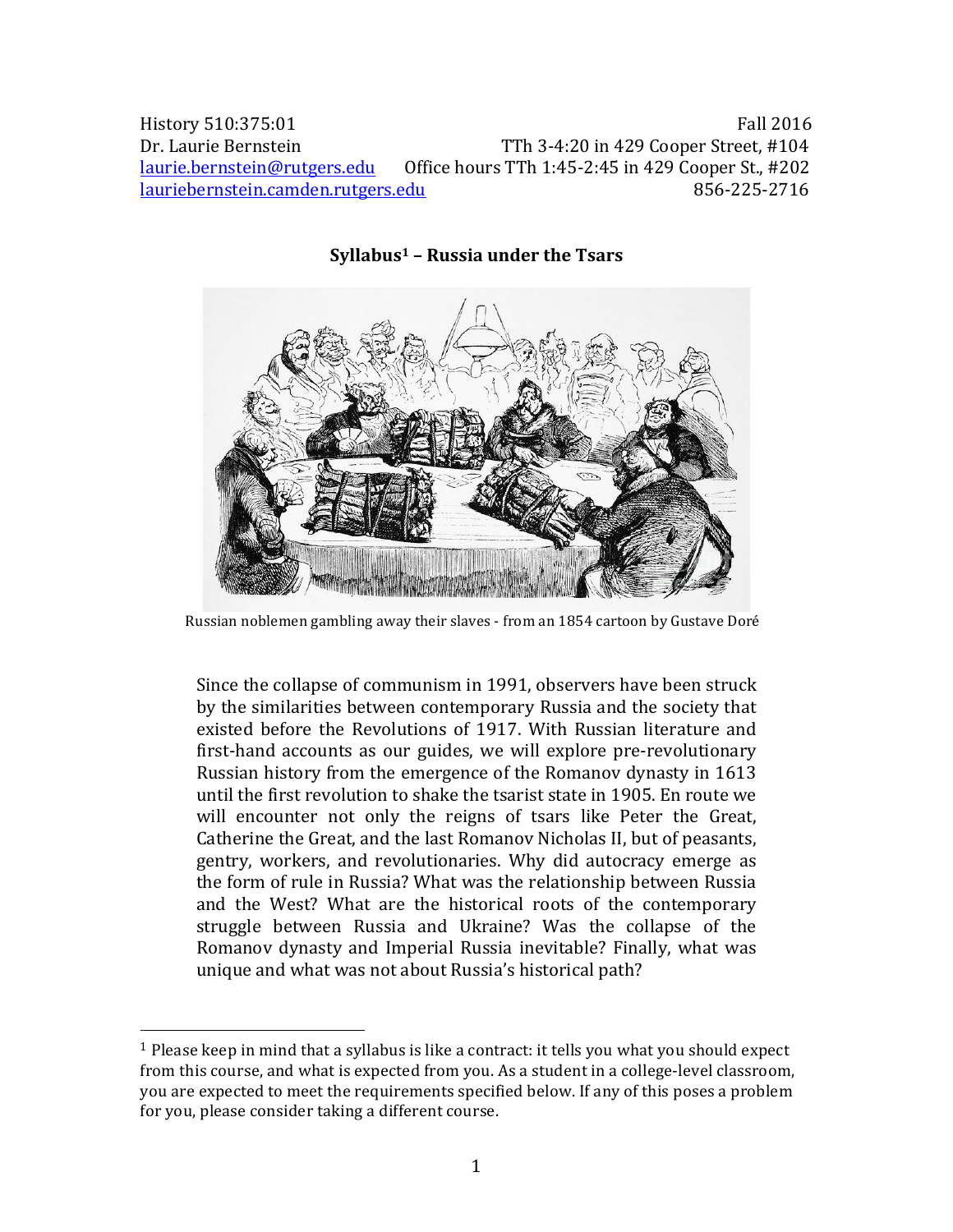History 510:375:01 Fall 2016
Dr. Laurie Bernstein TTh 3-4:20 in 429 Cooper Street, #104
laurie.bernstein@rutgers.edu Office hours TTh 1:45-2:45 in 429 Cooper St., #202
lauriebernstein.camden.rutgers.edu 856-225-2716

## Syllabus[1] – Russia under the Tsars

Russian noblemen gambling away their slaves - from an 1854 cartoon by Gustave Doré

Since the collapse of communism in 1991, observers have been struck by the similarities between contemporary Russia and the society that existed before the Revolutions of 1917. With Russian literature and first-hand accounts as our guides, we will explore pre-revolutionary Russian history from the emergence of the Romanov dynasty in 1613 until the first revolution to shake the tsarist state in 1905. En route we will encounter not only the reigns of tsars like Peter the Great, Catherine the Great, and the last Romanov Nicholas II, but of peasants, gentry, workers, and revolutionaries. Why did autocracy emerge as the form of rule in Russia? What was the relationship between Russia and the West? What are the historical roots of the contemporary struggle between Russia and Ukraine? Was the collapse of the Romanov dynasty and Imperial Russia inevitable? Finally, what was unique and what was not about Russia's historical path?

[1] Please keep in mind that a syllabus is like a contract: it tells you what you should expect from this course, and what is expected from you. As a student in a college-level classroom, you are expected to meet the requirements specified below. If any of this poses a problem for you, please consider taking a different course.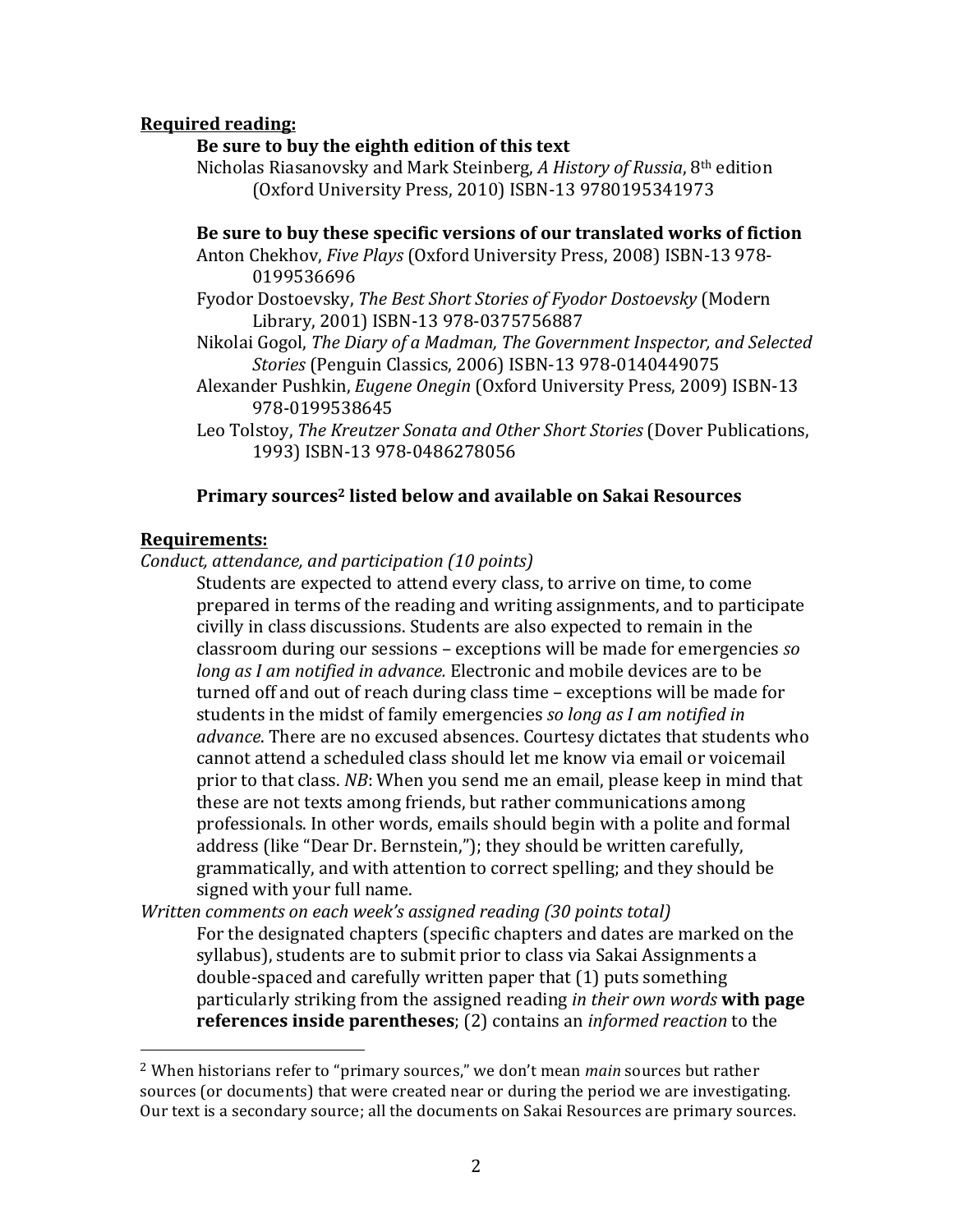**Required reading:**

**Be sure to buy the eighth edition of this text**

Nicholas Riasanovsky and Mark Steinberg, *A History of Russia*, 8th edition (Oxford University Press, 2010) ISBN-13 9780195341973

**Be sure to buy these specific versions of our translated works of fiction**

Anton Chekhov, *Five Plays* (Oxford University Press, 2008) ISBN-13 978-0199536696

Fyodor Dostoevsky, *The Best Short Stories of Fyodor Dostoevsky* (Modern Library, 2001) ISBN-13 978-0375756887

Nikolai Gogol, *The Diary of a Madman, The Government Inspector, and Selected Stories* (Penguin Classics, 2006) ISBN-13 978-0140449075

Alexander Pushkin, *Eugene Onegin* (Oxford University Press, 2009) ISBN-13 978-0199538645

Leo Tolstoy, *The Kreutzer Sonata and Other Short Stories* (Dover Publications, 1993) ISBN-13 978-0486278056

**Primary sources[2] listed below and available on Sakai Resources**

**Requirements:**

*Conduct, attendance, and participation (10 points)*

Students are expected to attend every class, to arrive on time, to come prepared in terms of the reading and writing assignments, and to participate civilly in class discussions. Students are also expected to remain in the classroom during our sessions – exceptions will be made for emergencies *so long as I am notified in advance.* Electronic and mobile devices are to be turned off and out of reach during class time – exceptions will be made for students in the midst of family emergencies *so long as I am notified in advance*. There are no excused absences. Courtesy dictates that students who cannot attend a scheduled class should let me know via email or voicemail prior to that class. *NB*: When you send me an email, please keep in mind that these are not texts among friends, but rather communications among professionals. In other words, emails should begin with a polite and formal address (like "Dear Dr. Bernstein,"); they should be written carefully, grammatically, and with attention to correct spelling; and they should be signed with your full name.

*Written comments on each week's assigned reading (30 points total)*

For the designated chapters (specific chapters and dates are marked on the syllabus), students are to submit prior to class via Sakai Assignments a double-spaced and carefully written paper that (1) puts something particularly striking from the assigned reading *in their own words* **with page references inside parentheses**; (2) contains an *informed reaction* to the

---

[2] When historians refer to "primary sources," we don't mean *main* sources but rather sources (or documents) that were created near or during the period we are investigating. Our text is a secondary source; all the documents on Sakai Resources are primary sources.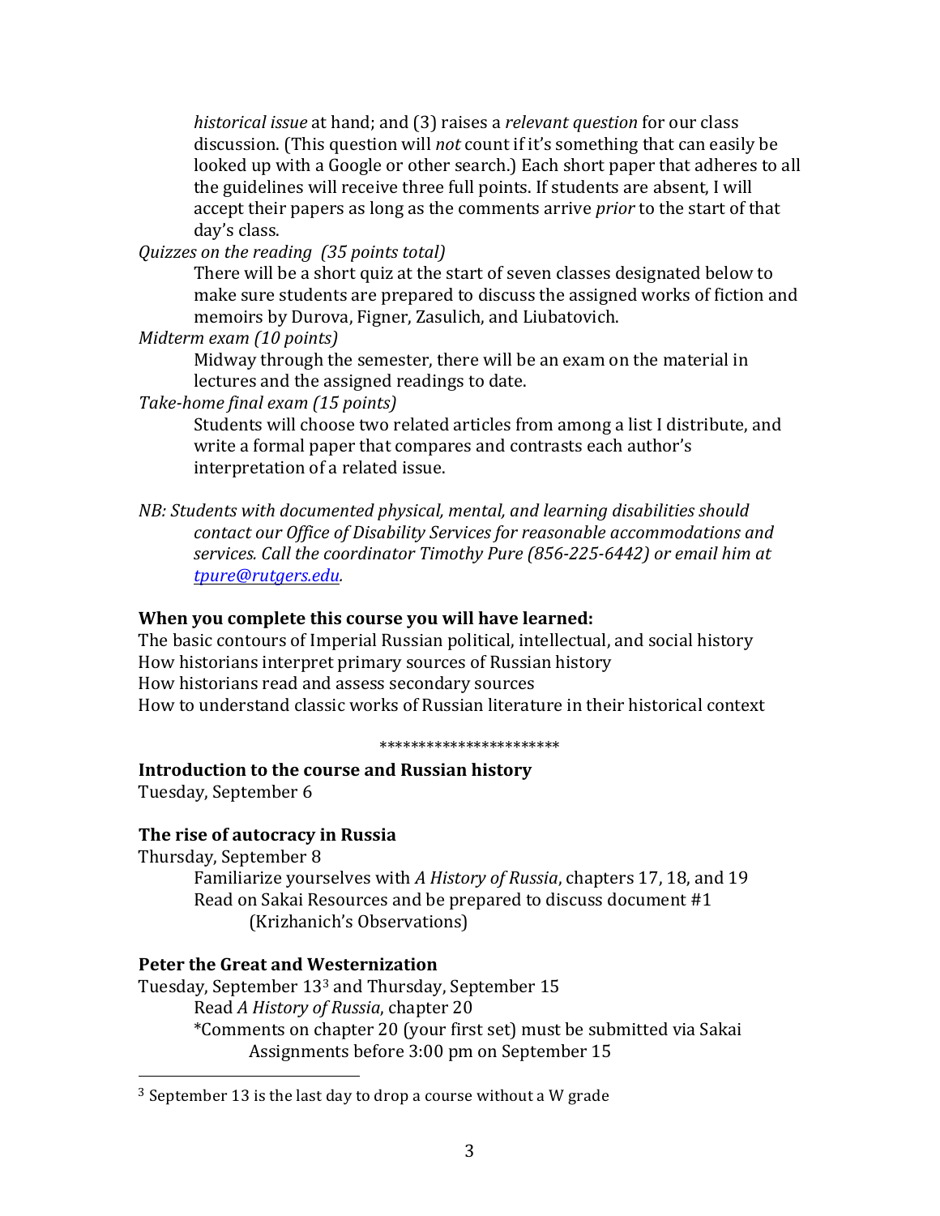*historical issue* at hand; and (3) raises a *relevant question* for our class discussion. (This question will *not* count if it's something that can easily be looked up with a Google or other search.) Each short paper that adheres to all the guidelines will receive three full points. If students are absent, I will accept their papers as long as the comments arrive *prior* to the start of that day's class.

*Quizzes on the reading (35 points total)*

There will be a short quiz at the start of seven classes designated below to make sure students are prepared to discuss the assigned works of fiction and memoirs by Durova, Figner, Zasulich, and Liubatovich.

*Midterm exam (10 points)*

Midway through the semester, there will be an exam on the material in lectures and the assigned readings to date.

*Take-home final exam (15 points)*

Students will choose two related articles from among a list I distribute, and write a formal paper that compares and contrasts each author's interpretation of a related issue.

*NB: Students with documented physical, mental, and learning disabilities should contact our Office of Disability Services for reasonable accommodations and services. Call the coordinator Timothy Pure (856-225-6442) or email him at [tpure@rutgers.edu](mailto:tpure@rutgers.edu).*

**When you complete this course you will have learned:**

The basic contours of Imperial Russian political, intellectual, and social history
How historians interpret primary sources of Russian history
How historians read and assess secondary sources
How to understand classic works of Russian literature in their historical context

***********************

**Introduction to the course and Russian history**

Tuesday, September 6

**The rise of autocracy in Russia**

Thursday, September 8

Familiarize yourselves with *A History of Russia*, chapters 17, 18, and 19
Read on Sakai Resources and be prepared to discuss document #1 (Krizhanich's Observations)

**Peter the Great and Westernization**

Tuesday, September 13[3] and Thursday, September 15

Read *A History of Russia*, chapter 20
*Comments on chapter 20 (your first set) must be submitted via Sakai Assignments before 3:00 pm on September 15

[3] September 13 is the last day to drop a course without a W grade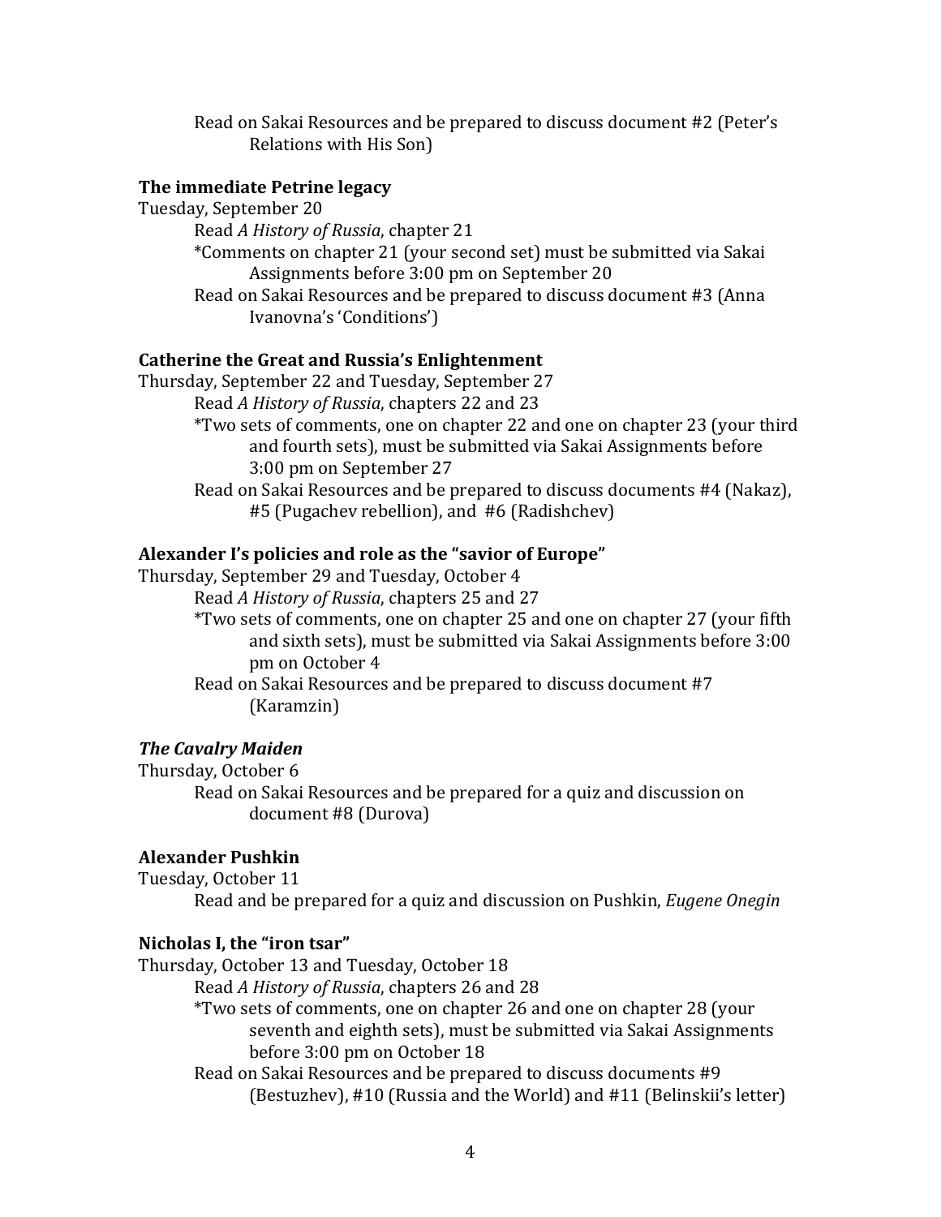Read on Sakai Resources and be prepared to discuss document #2 (Peter's Relations with His Son)

**The immediate Petrine legacy**

Tuesday, September 20

Read *A History of Russia*, chapter 21

*Comments on chapter 21 (your second set) must be submitted via Sakai Assignments before 3:00 pm on September 20

Read on Sakai Resources and be prepared to discuss document #3 (Anna Ivanovna's 'Conditions')

**Catherine the Great and Russia's Enlightenment**

Thursday, September 22 and Tuesday, September 27

Read *A History of Russia*, chapters 22 and 23

*Two sets of comments, one on chapter 22 and one on chapter 23 (your third and fourth sets), must be submitted via Sakai Assignments before 3:00 pm on September 27

Read on Sakai Resources and be prepared to discuss documents #4 (Nakaz), #5 (Pugachev rebellion), and #6 (Radishchev)

**Alexander I's policies and role as the "savior of Europe"**

Thursday, September 29 and Tuesday, October 4

Read *A History of Russia*, chapters 25 and 27

*Two sets of comments, one on chapter 25 and one on chapter 27 (your fifth and sixth sets), must be submitted via Sakai Assignments before 3:00 pm on October 4

Read on Sakai Resources and be prepared to discuss document #7 (Karamzin)

***The Cavalry Maiden***

Thursday, October 6

Read on Sakai Resources and be prepared for a quiz and discussion on document #8 (Durova)

**Alexander Pushkin**

Tuesday, October 11

Read and be prepared for a quiz and discussion on Pushkin, *Eugene Onegin*

**Nicholas I, the "iron tsar"**

Thursday, October 13 and Tuesday, October 18

Read *A History of Russia*, chapters 26 and 28

*Two sets of comments, one on chapter 26 and one on chapter 28 (your seventh and eighth sets), must be submitted via Sakai Assignments before 3:00 pm on October 18

Read on Sakai Resources and be prepared to discuss documents #9 (Bestuzhev), #10 (Russia and the World) and #11 (Belinskii's letter)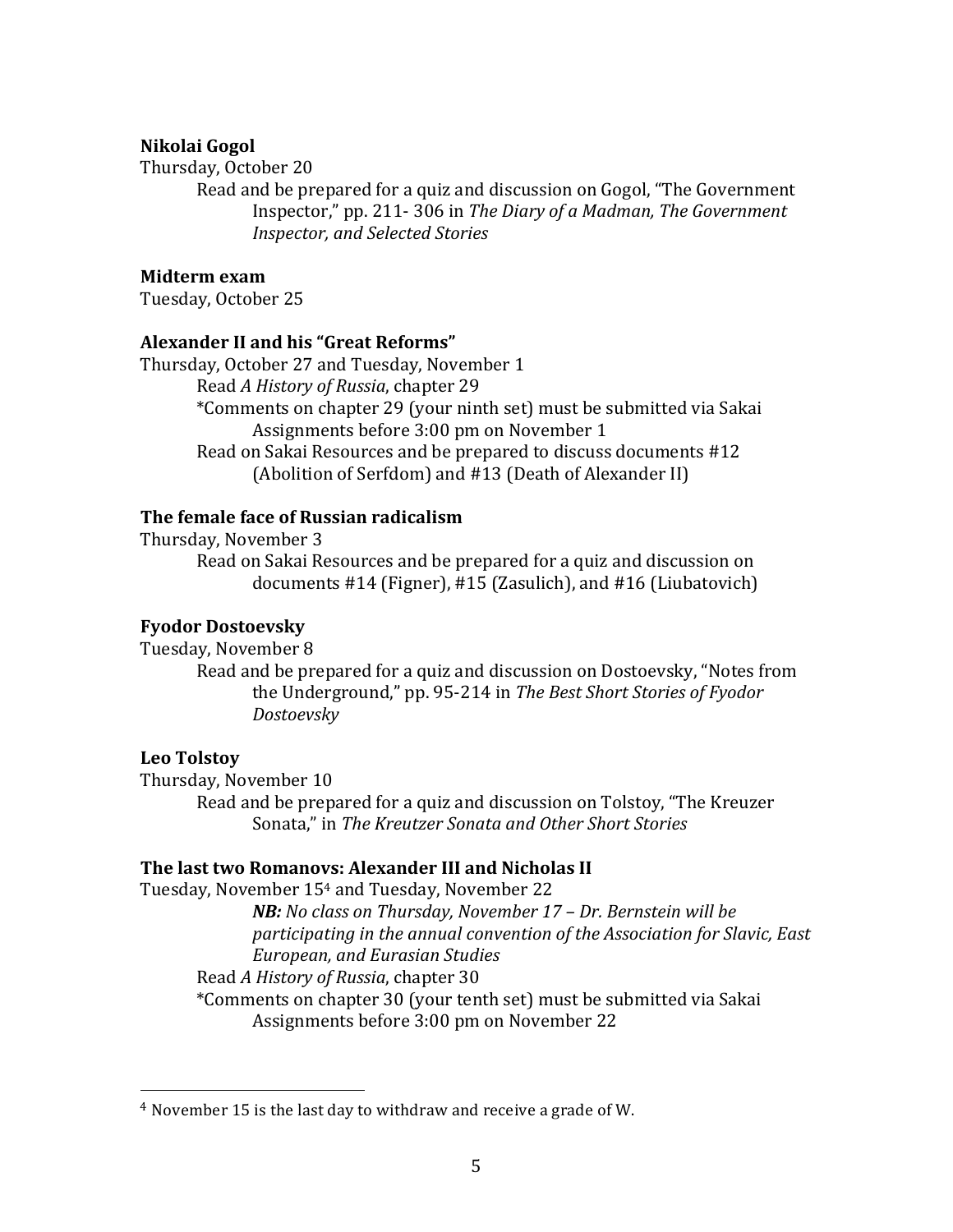**Nikolai Gogol**

Thursday, October 20

Read and be prepared for a quiz and discussion on Gogol, "The Government Inspector," pp. 211- 306 in *The Diary of a Madman, The Government Inspector, and Selected Stories*

**Midterm exam**

Tuesday, October 25

**Alexander II and his "Great Reforms"**

Thursday, October 27 and Tuesday, November 1

Read *A History of Russia*, chapter 29

*Comments on chapter 29 (your ninth set) must be submitted via Sakai Assignments before 3:00 pm on November 1

Read on Sakai Resources and be prepared to discuss documents #12 (Abolition of Serfdom) and #13 (Death of Alexander II)

**The female face of Russian radicalism**

Thursday, November 3

Read on Sakai Resources and be prepared for a quiz and discussion on documents #14 (Figner), #15 (Zasulich), and #16 (Liubatovich)

**Fyodor Dostoevsky**

Tuesday, November 8

Read and be prepared for a quiz and discussion on Dostoevsky, "Notes from the Underground," pp. 95-214 in *The Best Short Stories of Fyodor Dostoevsky*

**Leo Tolstoy**

Thursday, November 10

Read and be prepared for a quiz and discussion on Tolstoy, "The Kreuzer Sonata," in *The Kreutzer Sonata and Other Short Stories*

**The last two Romanovs: Alexander III and Nicholas II**

Tuesday, November 15[4] and Tuesday, November 22

***NB:** No class on Thursday, November 17 – Dr. Bernstein will be participating in the annual convention of the Association for Slavic, East European, and Eurasian Studies*

Read *A History of Russia*, chapter 30

*Comments on chapter 30 (your tenth set) must be submitted via Sakai Assignments before 3:00 pm on November 22

---

[4] November 15 is the last day to withdraw and receive a grade of W.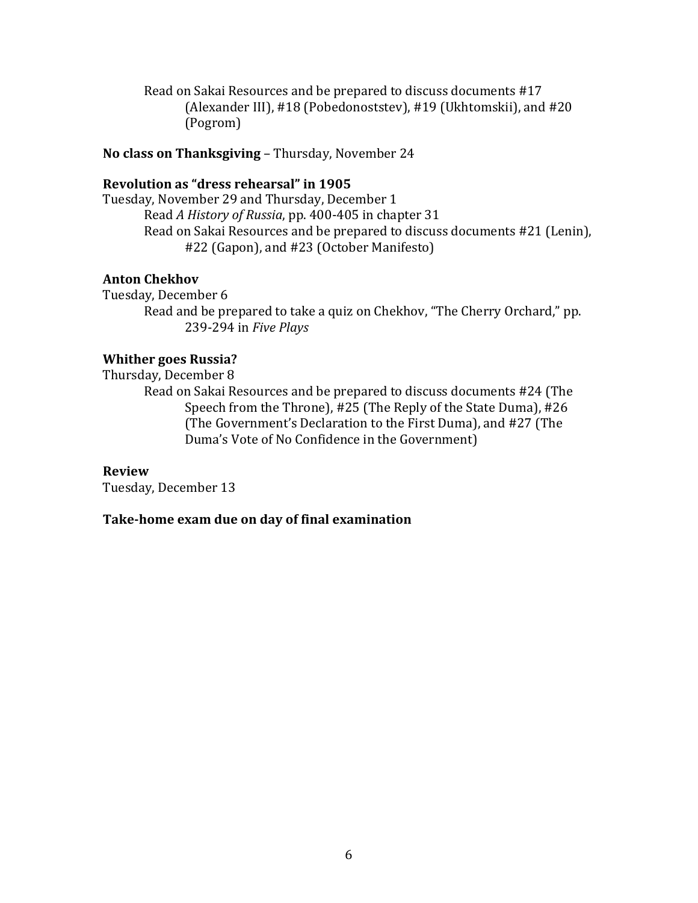Read on Sakai Resources and be prepared to discuss documents #17 (Alexander III), #18 (Pobedonoststev), #19 (Ukhtomskii), and #20 (Pogrom)

**No class on Thanksgiving** – Thursday, November 24

**Revolution as "dress rehearsal" in 1905**

Tuesday, November 29 and Thursday, December 1

Read *A History of Russia*, pp. 400-405 in chapter 31

Read on Sakai Resources and be prepared to discuss documents #21 (Lenin), #22 (Gapon), and #23 (October Manifesto)

**Anton Chekhov**

Tuesday, December 6

Read and be prepared to take a quiz on Chekhov, "The Cherry Orchard," pp. 239-294 in *Five Plays*

**Whither goes Russia?**

Thursday, December 8

Read on Sakai Resources and be prepared to discuss documents #24 (The Speech from the Throne), #25 (The Reply of the State Duma), #26 (The Government's Declaration to the First Duma), and #27 (The Duma's Vote of No Confidence in the Government)

**Review**

Tuesday, December 13

**Take-home exam due on day of final examination**